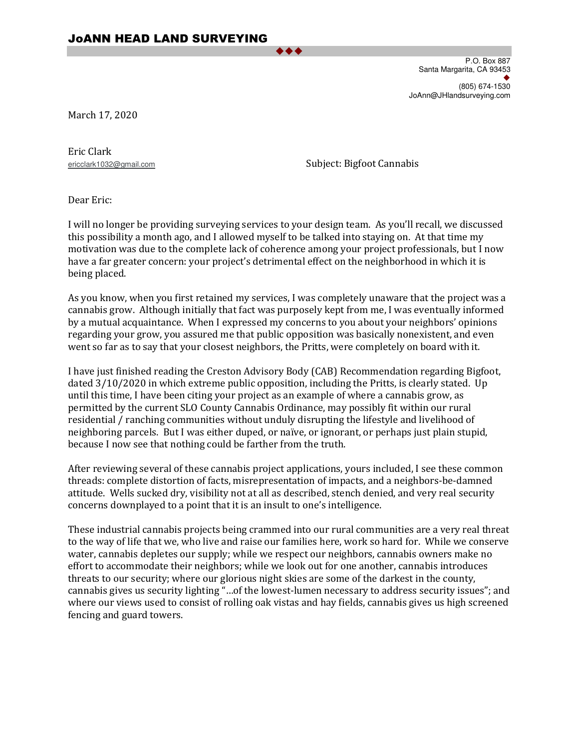# JoANN HEAD LAND SURVEYING

P.O. Box 887
Santa Margarita, CA 93453

(805) 674-1530
JoAnn@JHlandsurveying.com

March 17, 2020

Eric Clark
ericclark1032@gmail.com

Subject: Bigfoot Cannabis

Dear Eric:

I will no longer be providing surveying services to your design team. As you'll recall, we discussed this possibility a month ago, and I allowed myself to be talked into staying on. At that time my motivation was due to the complete lack of coherence among your project professionals, but I now have a far greater concern: your project's detrimental effect on the neighborhood in which it is being placed.

As you know, when you first retained my services, I was completely unaware that the project was a cannabis grow. Although initially that fact was purposely kept from me, I was eventually informed by a mutual acquaintance. When I expressed my concerns to you about your neighbors' opinions regarding your grow, you assured me that public opposition was basically nonexistent, and even went so far as to say that your closest neighbors, the Pritts, were completely on board with it.

I have just finished reading the Creston Advisory Body (CAB) Recommendation regarding Bigfoot, dated 3/10/2020 in which extreme public opposition, including the Pritts, is clearly stated. Up until this time, I have been citing your project as an example of where a cannabis grow, as permitted by the current SLO County Cannabis Ordinance, may possibly fit within our rural residential / ranching communities without unduly disrupting the lifestyle and livelihood of neighboring parcels. But I was either duped, or naïve, or ignorant, or perhaps just plain stupid, because I now see that nothing could be farther from the truth.

After reviewing several of these cannabis project applications, yours included, I see these common threads: complete distortion of facts, misrepresentation of impacts, and a neighbors-be-damned attitude. Wells sucked dry, visibility not at all as described, stench denied, and very real security concerns downplayed to a point that it is an insult to one's intelligence.

These industrial cannabis projects being crammed into our rural communities are a very real threat to the way of life that we, who live and raise our families here, work so hard for. While we conserve water, cannabis depletes our supply; while we respect our neighbors, cannabis owners make no effort to accommodate their neighbors; while we look out for one another, cannabis introduces threats to our security; where our glorious night skies are some of the darkest in the county, cannabis gives us security lighting "…of the lowest-lumen necessary to address security issues"; and where our views used to consist of rolling oak vistas and hay fields, cannabis gives us high screened fencing and guard towers.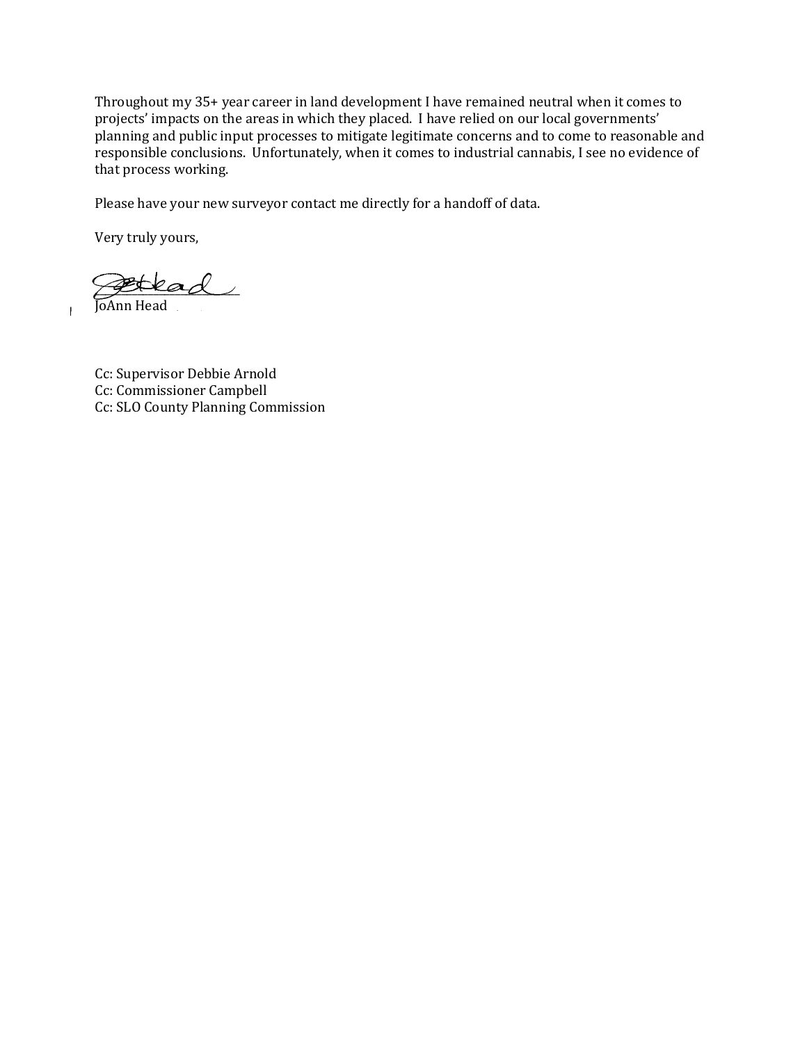Throughout my 35+ year career in land development I have remained neutral when it comes to projects' impacts on the areas in which they placed. I have relied on our local governments' planning and public input processes to mitigate legitimate concerns and to come to reasonable and responsible conclusions. Unfortunately, when it comes to industrial cannabis, I see no evidence of that process working.

Please have your new surveyor contact me directly for a handoff of data.

Very truly yours,

JoAnn Head

Cc: Supervisor Debbie Arnold
Cc: Commissioner Campbell
Cc: SLO County Planning Commission